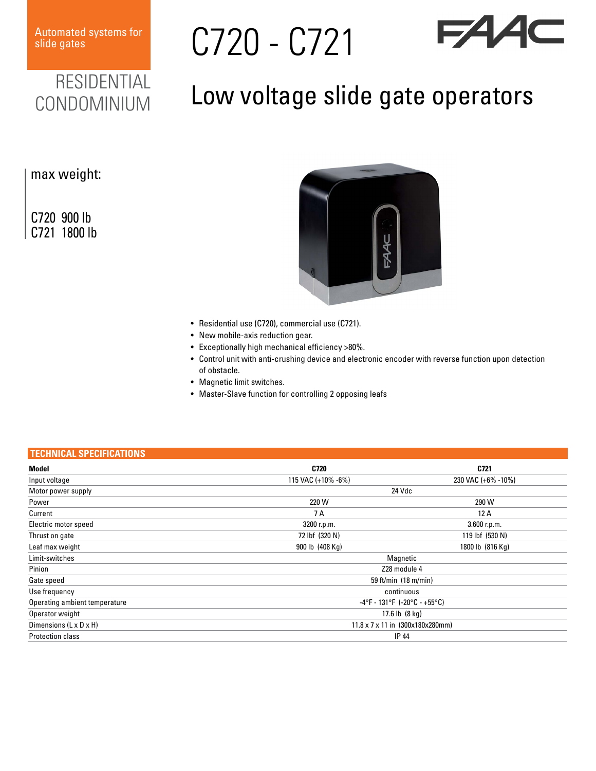Automated systems for slide gates

RESIDENTIAL
CONDOMINIUM

# C720 - C721

FAAC

## Low voltage slide gate operators

max weight:

C720 900 lb
C721 1800 lb

- Residential use (C720), commercial use (C721).
- New mobile-axis reduction gear.
- Exceptionally high mechanical efficiency >80%.
- Control unit with anti-crushing device and electronic encoder with reverse function upon detection of obstacle.
- Magnetic limit switches.
- Master-Slave function for controlling 2 opposing leafs

## TECHNICAL SPECIFICATIONS

| Model | C720 | C721 |
|---|---|---|
| Input voltage | 115 VAC (+10% -6%) | 230 VAC (+6% -10%) |
| Motor power supply | 24 Vdc | |
| Power | 220 W | 290 W |
| Current | 7 A | 12 A |
| Electric motor speed | 3200 r.p.m. | 3.600 r.p.m. |
| Thrust on gate | 72 lbf (320 N) | 119 lbf (530 N) |
| Leaf max weight | 900 lb (408 Kg) | 1800 lb (816 Kg) |
| Limit-switches | Magnetic | |
| Pinion | Z28 module 4 | |
| Gate speed | 59 ft/min (18 m/min) | |
| Use frequency | continuous | |
| Operating ambient temperature | -4°F - 131°F (-20°C - +55°C) | |
| Operator weight | 17.6 lb (8 kg) | |
| Dimensions (L x D x H) | 11.8 x 7 x 11 in (300x180x280mm) | |
| Protection class | IP 44 | |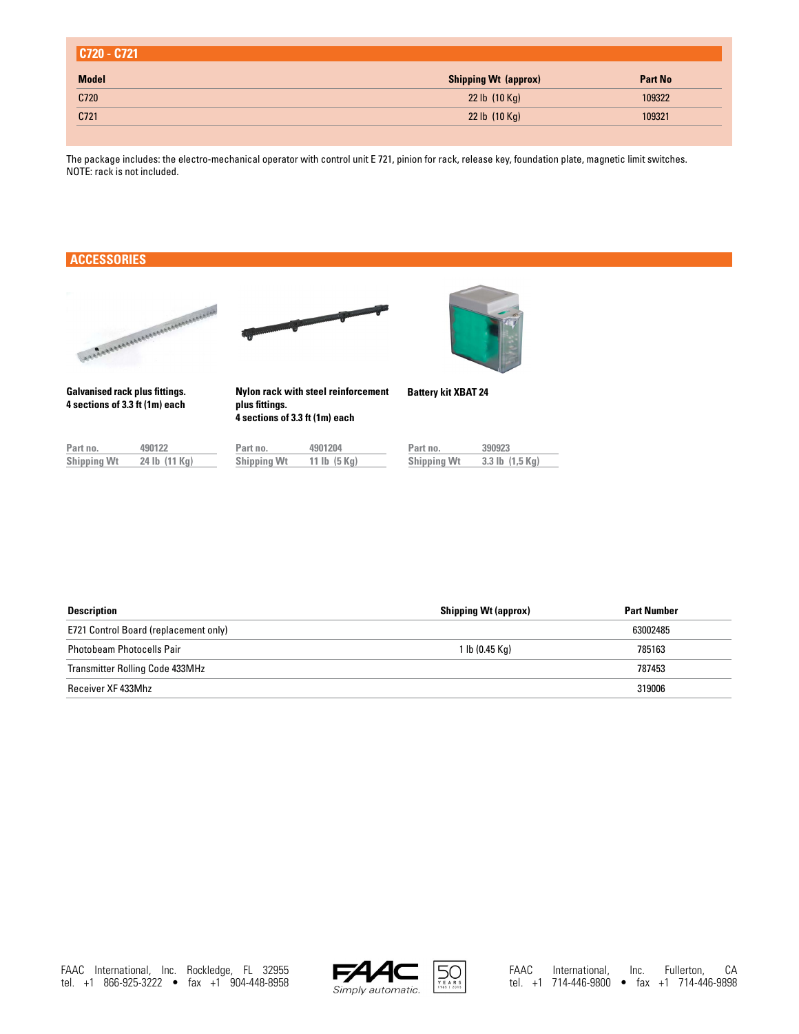## C720 - C721

| Model | Shipping Wt (approx) | Part No |
|---|---|---|
| C720 | 22 lb (10 Kg) | 109322 |
| C721 | 22 lb (10 Kg) | 109321 |

The package includes: the electro-mechanical operator with control unit E 721, pinion for rack, release key, foundation plate, magnetic limit switches.
NOTE: rack is not included.

## ACCESSORIES

**Galvanised rack plus fittings.**
**4 sections of 3.3 ft (1m) each**

| | |
|---|---|
| Part no. | 490122 |
| Shipping Wt | 24 lb (11 Kg) |

**Nylon rack with steel reinforcement plus fittings.**
**4 sections of 3.3 ft (1m) each**

| | |
|---|---|
| Part no. | 4901204 |
| Shipping Wt | 11 lb (5 Kg) |

**Battery kit XBAT 24**

| | |
|---|---|
| Part no. | 390923 |
| Shipping Wt | 3.3 lb (1,5 Kg) |

| Description | Shipping Wt (approx) | Part Number |
|---|---|---|
| E721 Control Board (replacement only) | | 63002485 |
| Photobeam Photocells Pair | 1 lb (0.45 Kg) | 785163 |
| Transmitter Rolling Code 433MHz | | 787453 |
| Receiver XF 433Mhz | | 319006 |

FAAC International, Inc. Rockledge, FL 32955
tel. +1 866-925-3222 • fax +1 904-448-8958

FAAC Simply automatic. 50 YEARS 1965 | 2015

FAAC International, Inc. Fullerton, CA
tel. +1 714-446-9800 • fax +1 714-446-9898